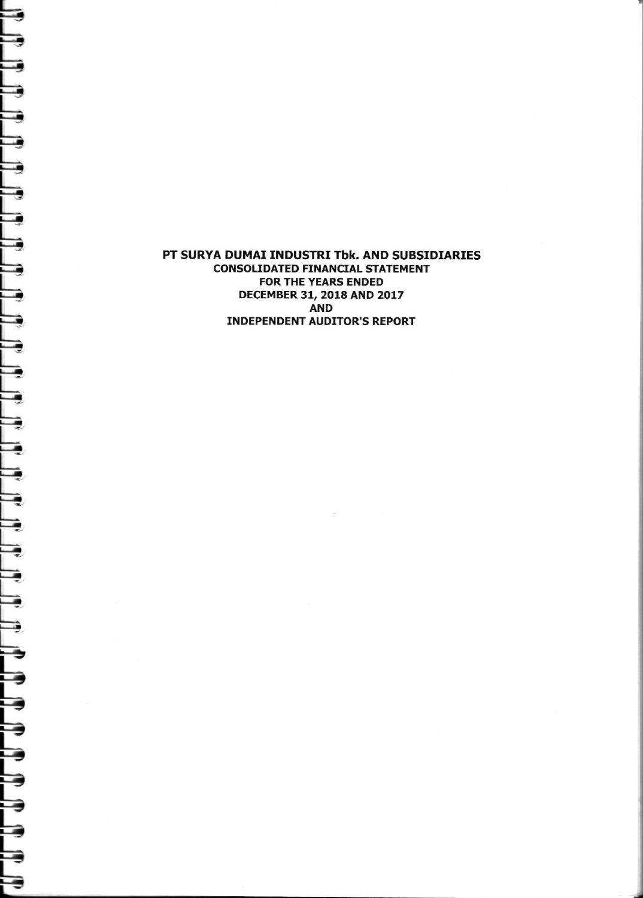# PT SURYA DUMAI INDUSTRI Tbk. AND SUBSIDIARIES

**CONSOLIDATED FINANCIAL STATEMENT**
**FOR THE YEARS ENDED**
**DECEMBER 31, 2018 AND 2017**
**AND**
**INDEPENDENT AUDITOR'S REPORT**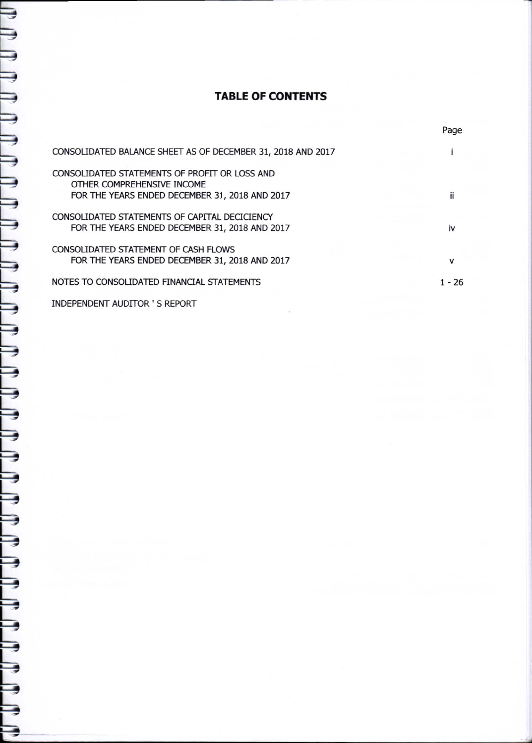# TABLE OF CONTENTS

| | Page |
|---|---|
| CONSOLIDATED BALANCE SHEET AS OF DECEMBER 31, 2018 AND 2017 | i |
| CONSOLIDATED STATEMENTS OF PROFIT OR LOSS AND OTHER COMPREHENSIVE INCOME FOR THE YEARS ENDED DECEMBER 31, 2018 AND 2017 | ii |
| CONSOLIDATED STATEMENTS OF CAPITAL DECICIENCY FOR THE YEARS ENDED DECEMBER 31, 2018 AND 2017 | iv |
| CONSOLIDATED STATEMENT OF CASH FLOWS FOR THE YEARS ENDED DECEMBER 31, 2018 AND 2017 | v |
| NOTES TO CONSOLIDATED FINANCIAL STATEMENTS | 1 - 26 |
| INDEPENDENT AUDITOR ' S REPORT | |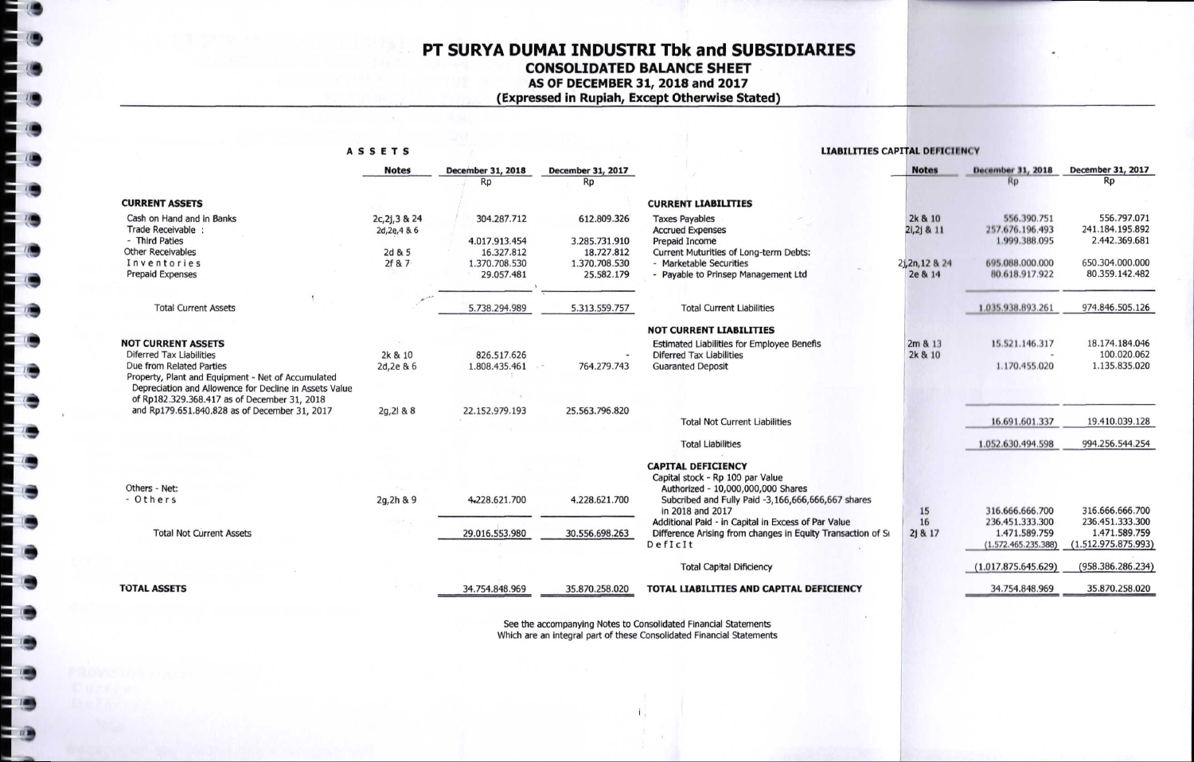# PT SURYA DUMAI INDUSTRI Tbk and SUBSIDIARIES

## CONSOLIDATED BALANCE SHEET

### AS OF DECEMBER 31, 2018 and 2017

### (Expressed in Rupiah, Except Otherwise Stated)

**ASSETS**

| | Notes | December 31, 2018 Rp | December 31, 2017 Rp |
|---|---|---|---|
| **CURRENT ASSETS** | | | |
| Cash on Hand and in Banks | 2c,2j,3 & 24 | 304.287.712 | 612.809.326 |
| Trade Receivable : | 2d,2e,4 & 6 | | |
| - Third Paties | | 4.017.913.454 | 3.285.731.910 |
| Other Receivables | 2d & 5 | 16.327.812 | 18.727.812 |
| Inventories | 2f & 7 | 1.370.708.530 | 1.370.708.530 |
| Prepaid Expenses | | 29.057.481 | 25.582.179 |
| Total Current Assets | | 5.738.294.989 | 5.313.559.757 |
| **NOT CURRENT ASSETS** | | | |
| Diferred Tax Liabilities | 2k & 10 | 826.517.626 | - |
| Due from Related Parties | 2d,2e & 6 | 1.808.435.461 | 764.279.743 |
| Property, Plant and Equipment - Net of Accumulated Depreciation and Allowence for Decline in Assets Value of Rp182.329.368.417 as of December 31, 2018 and Rp179.651.840.828 as of December 31, 2017 | 2g,2l & 8 | 22.152.979.193 | 25.563.796.820 |
| Others - Net: | | | |
| - Others | 2g,2h & 9 | 4.228.621.700 | 4.228.621.700 |
| Total Not Current Assets | | 29.016.553.980 | 30.556.698.263 |
| **TOTAL ASSETS** | | 34.754.848.969 | 35.870.258.020 |

**LIABILITIES CAPITAL DEFICIENCY**

| | Notes | December 31, 2018 Rp | December 31, 2017 Rp |
|---|---|---|---|
| **CURRENT LIABILITIES** | | | |
| Taxes Payables | 2k & 10 | 556.390.751 | 556.797.071 |
| Accrued Expenses | 2i,2j & 11 | 257.676.196.493 | 241.184.195.892 |
| Prepaid Income | | 1.999.388.095 | 2.442.369.681 |
| Current Muturities of Long-term Debts: | | | |
| - Marketable Securities | 2j,2n,12 & 24 | 695.088.000.000 | 650.304.000.000 |
| - Payable to Prinsep Management Ltd | 2e & 14 | 80.618.917.922 | 80.359.142.482 |
| Total Current Liabilities | | 1.035.938.893.261 | 974.846.505.126 |
| **NOT CURRENT LIABILITIES** | | | |
| Estimated Liabilities for Employee Benefis | 2m & 13 | 15.521.146.317 | 18.174.184.046 |
| Diferred Tax Liabilities | 2k & 10 | - | 100.020.062 |
| Guaranted Deposit | | 1.170.455.020 | 1.135.835.020 |
| Total Not Current Liabilities | | 16.691.601.337 | 19.410.039.128 |
| Total Liabilities | | 1.052.630.494.598 | 994.256.544.254 |
| **CAPITAL DEFICIENCY** | | | |
| Capital stock - Rp 100 par Value | | | |
| Authorized - 10,000,000,000 Shares | | | |
| Subcribed and Fully Paid -3,166,666,666,667 shares in 2018 and 2017 | 15 | 316.666.666.700 | 316.666.666.700 |
| Additional Paid - in Capital in Excess of Par Value | 16 | 236.451.333.300 | 236.451.333.300 |
| Difference Arising from changes in Equity Transaction of S... | 2j & 17 | 1.471.589.759 | 1.471.589.759 |
| Deficit | | (1.572.465.235.388) | (1.512.975.875.993) |
| Total Capital Dificiency | | (1.017.875.645.629) | (958.386.286.234) |
| **TOTAL LIABILITIES AND CAPITAL DEFICIENCY** | | 34.754.848.969 | 35.870.258.020 |

See the accompanying Notes to Consolidated Financial Statements
Which are an integral part of these Consolidated Financial Statements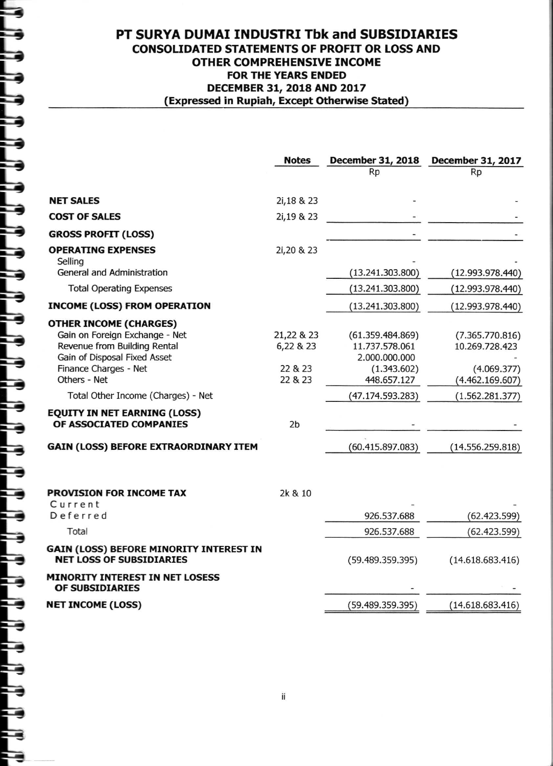# PT SURYA DUMAI INDUSTRI Tbk and SUBSIDIARIES

## CONSOLIDATED STATEMENTS OF PROFIT OR LOSS AND OTHER COMPREHENSIVE INCOME

### FOR THE YEARS ENDED DECEMBER 31, 2018 AND 2017

**(Expressed in Rupiah, Except Otherwise Stated)**

| | Notes | December 31, 2018 Rp | December 31, 2017 Rp |
|---|---|---|---|
| **NET SALES** | 2i,18 & 23 | - | - |
| **COST OF SALES** | 2i,19 & 23 | - | - |
| **GROSS PROFIT (LOSS)** | | - | - |
| **OPERATING EXPENSES** | 2i,20 & 23 | | |
| Selling | | - | - |
| General and Administration | | (13.241.303.800) | (12.993.978.440) |
| Total Operating Expenses | | (13.241.303.800) | (12.993.978.440) |
| **INCOME (LOSS) FROM OPERATION** | | (13.241.303.800) | (12.993.978.440) |
| **OTHER INCOME (CHARGES)** | | | |
| Gain on Foreign Exchange - Net | 21,22 & 23 | (61.359.484.869) | (7.365.770.816) |
| Revenue from Building Rental | 6,22 & 23 | 11.737.578.061 | 10.269.728.423 |
| Gain of Disposal Fixed Asset | | 2.000.000.000 | - |
| Finance Charges - Net | 22 & 23 | (1.343.602) | (4.069.377) |
| Others - Net | 22 & 23 | 448.657.127 | (4.462.169.607) |
| Total Other Income (Charges) - Net | | (47.174.593.283) | (1.562.281.377) |
| **EQUITY IN NET EARNING (LOSS) OF ASSOCIATED COMPANIES** | 2b | - | - |
| **GAIN (LOSS) BEFORE EXTRAORDINARY ITEM** | | (60.415.897.083) | (14.556.259.818) |
| **PROVISION FOR INCOME TAX** | 2k & 10 | | |
| Current | | - | - |
| Deferred | | 926.537.688 | (62.423.599) |
| Total | | 926.537.688 | (62.423.599) |
| **GAIN (LOSS) BEFORE MINORITY INTEREST IN NET LOSS OF SUBSIDIARIES** | | (59.489.359.395) | (14.618.683.416) |
| **MINORITY INTEREST IN NET LOSESS OF SUBSIDIARIES** | | - | - |
| **NET INCOME (LOSS)** | | (59.489.359.395) | (14.618.683.416) |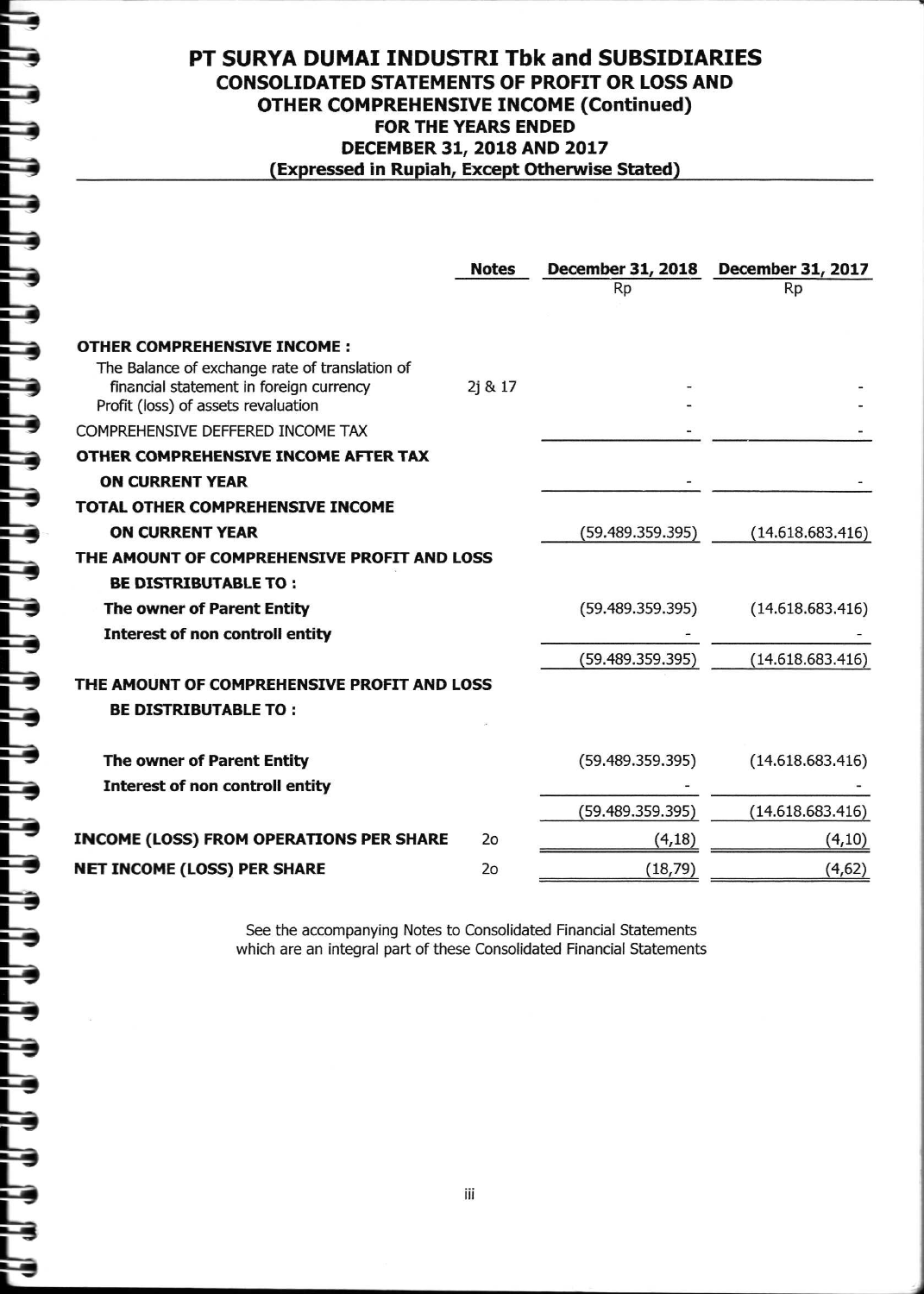# PT SURYA DUMAI INDUSTRI Tbk and SUBSIDIARIES
## CONSOLIDATED STATEMENTS OF PROFIT OR LOSS AND OTHER COMPREHENSIVE INCOME (Continued)
### FOR THE YEARS ENDED DECEMBER 31, 2018 AND 2017
### (Expressed in Rupiah, Except Otherwise Stated)

| | Notes | December 31, 2018 Rp | December 31, 2017 Rp |
|---|---|---|---|
| **OTHER COMPREHENSIVE INCOME :** | | | |
| The Balance of exchange rate of translation of financial statement in foreign currency | 2j & 17 | - | - |
| Profit (loss) of assets revaluation | | - | - |
| COMPREHENSIVE DEFFERED INCOME TAX | | - | - |
| **OTHER COMPREHENSIVE INCOME AFTER TAX ON CURRENT YEAR** | | - | - |
| **TOTAL OTHER COMPREHENSIVE INCOME ON CURRENT YEAR** | | (59.489.359.395) | (14.618.683.416) |
| **THE AMOUNT OF COMPREHENSIVE PROFIT AND LOSS BE DISTRIBUTABLE TO :** | | | |
| **The owner of Parent Entity** | | (59.489.359.395) | (14.618.683.416) |
| **Interest of non controll entity** | | - | - |
| | | (59.489.359.395) | (14.618.683.416) |
| **THE AMOUNT OF COMPREHENSIVE PROFIT AND LOSS BE DISTRIBUTABLE TO :** | | | |
| **The owner of Parent Entity** | | (59.489.359.395) | (14.618.683.416) |
| **Interest of non controll entity** | | - | - |
| | | (59.489.359.395) | (14.618.683.416) |
| **INCOME (LOSS) FROM OPERATIONS PER SHARE** | 2o | (4,18) | (4,10) |
| **NET INCOME (LOSS) PER SHARE** | 2o | (18,79) | (4,62) |

See the accompanying Notes to Consolidated Financial Statements which are an integral part of these Consolidated Financial Statements